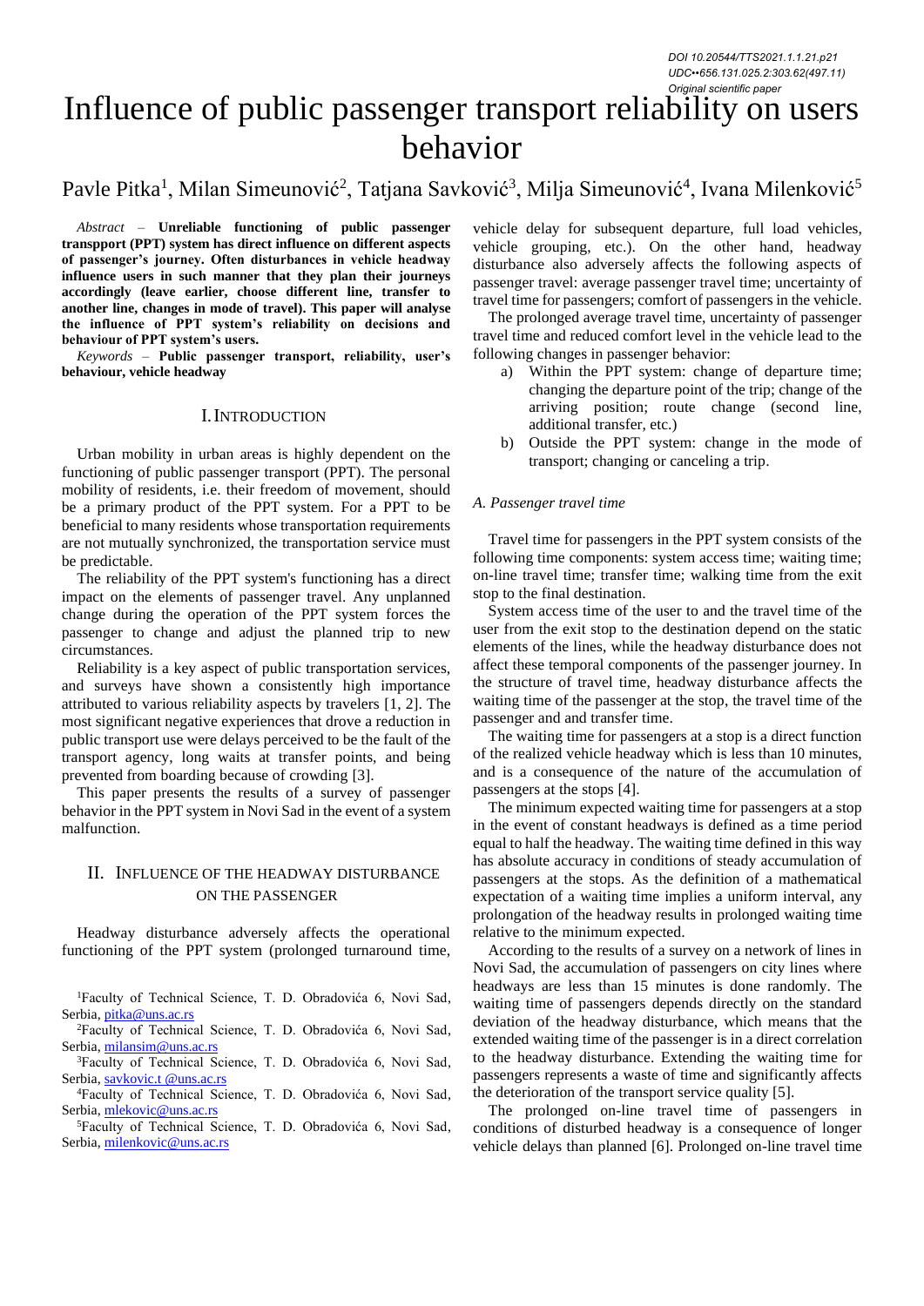DOI 10.20544/TTS2021.1.1.21.p21
UDC••656.131.025.2:303.62(497.11)
Original scientific paper

# Influence of public passenger transport reliability on users behavior

Pavle Pitka[1], Milan Simeunović[2], Tatjana Savković[3], Milja Simeunović[4], Ivana Milenković[5]

*Abstract* – **Unreliable functioning of public passenger transpport (PPT) system has direct influence on different aspects of passenger's journey. Often disturbances in vehicle headway influence users in such manner that they plan their journeys accordingly (leave earlier, choose different line, transfer to another line, changes in mode of travel). This paper will analyse the influence of PPT system's reliability on decisions and behaviour of PPT system's users.**

*Keywords* – **Public passenger transport, reliability, user's behaviour, vehicle headway**

## I. Introduction

Urban mobility in urban areas is highly dependent on the functioning of public passenger transport (PPT). The personal mobility of residents, i.e. their freedom of movement, should be a primary product of the PPT system. For a PPT to be beneficial to many residents whose transportation requirements are not mutually synchronized, the transportation service must be predictable.

The reliability of the PPT system's functioning has a direct impact on the elements of passenger travel. Any unplanned change during the operation of the PPT system forces the passenger to change and adjust the planned trip to new circumstances.

Reliability is a key aspect of public transportation services, and surveys have shown a consistently high importance attributed to various reliability aspects by travelers [1, 2]. The most significant negative experiences that drove a reduction in public transport use were delays perceived to be the fault of the transport agency, long waits at transfer points, and being prevented from boarding because of crowding [3].

This paper presents the results of a survey of passenger behavior in the PPT system in Novi Sad in the event of a system malfunction.

## II. Influence of the Headway Disturbance on the Passenger

Headway disturbance adversely affects the operational functioning of the PPT system (prolonged turnaround time, vehicle delay for subsequent departure, full load vehicles, vehicle grouping, etc.). On the other hand, headway disturbance also adversely affects the following aspects of passenger travel: average passenger travel time; uncertainty of travel time for passengers; comfort of passengers in the vehicle.

The prolonged average travel time, uncertainty of passenger travel time and reduced comfort level in the vehicle lead to the following changes in passenger behavior:

a) Within the PPT system: change of departure time; changing the departure point of the trip; change of the arriving position; route change (second line, additional transfer, etc.)
b) Outside the PPT system: change in the mode of transport; changing or canceling a trip.

### A. Passenger travel time

Travel time for passengers in the PPT system consists of the following time components: system access time; waiting time; on-line travel time; transfer time; walking time from the exit stop to the final destination.

System access time of the user to and the travel time of the user from the exit stop to the destination depend on the static elements of the lines, while the headway disturbance does not affect these temporal components of the passenger journey. In the structure of travel time, headway disturbance affects the waiting time of the passenger at the stop, the travel time of the passenger and and transfer time.

The waiting time for passengers at a stop is a direct function of the realized vehicle headway which is less than 10 minutes, and is a consequence of the nature of the accumulation of passengers at the stops [4].

The minimum expected waiting time for passengers at a stop in the event of constant headways is defined as a time period equal to half the headway. The waiting time defined in this way has absolute accuracy in conditions of steady accumulation of passengers at the stops. As the definition of a mathematical expectation of a waiting time implies a uniform interval, any prolongation of the headway results in prolonged waiting time relative to the minimum expected.

According to the results of a survey on a network of lines in Novi Sad, the accumulation of passengers on city lines where headways are less than 15 minutes is done randomly. The waiting time of passengers depends directly on the standard deviation of the headway disturbance, which means that the extended waiting time of the passenger is in a direct correlation to the headway disturbance. Extending the waiting time for passengers represents a waste of time and significantly affects the deterioration of the transport service quality [5].

The prolonged on-line travel time of passengers in conditions of disturbed headway is a consequence of longer vehicle delays than planned [6]. Prolonged on-line travel time

[1]Faculty of Technical Science, T. D. Obradovića 6, Novi Sad, Serbia, pitka@uns.ac.rs

[2]Faculty of Technical Science, T. D. Obradovića 6, Novi Sad, Serbia, milansim@uns.ac.rs

[3]Faculty of Technical Science, T. D. Obradovića 6, Novi Sad, Serbia, savkovic.t @uns.ac.rs

[4]Faculty of Technical Science, T. D. Obradovića 6, Novi Sad, Serbia, mlekovic@uns.ac.rs

[5]Faculty of Technical Science, T. D. Obradovića 6, Novi Sad, Serbia, milenkovic@uns.ac.rs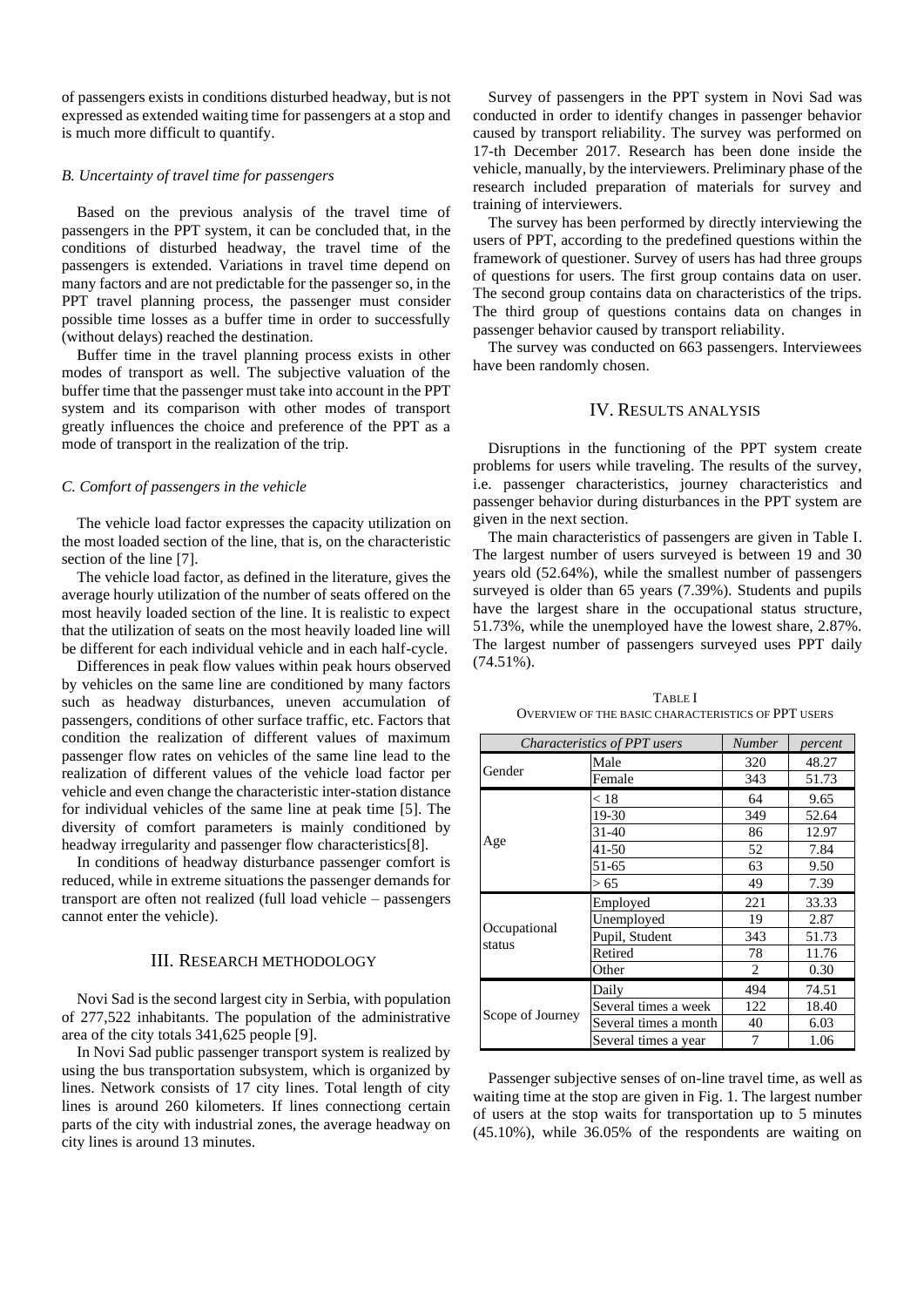of passengers exists in conditions disturbed headway, but is not expressed as extended waiting time for passengers at a stop and is much more difficult to quantify.

### *B. Uncertainty of travel time for passengers*

Based on the previous analysis of the travel time of passengers in the PPT system, it can be concluded that, in the conditions of disturbed headway, the travel time of the passengers is extended. Variations in travel time depend on many factors and are not predictable for the passenger so, in the PPT travel planning process, the passenger must consider possible time losses as a buffer time in order to successfully (without delays) reached the destination.

Buffer time in the travel planning process exists in other modes of transport as well. The subjective valuation of the buffer time that the passenger must take into account in the PPT system and its comparison with other modes of transport greatly influences the choice and preference of the PPT as a mode of transport in the realization of the trip.

### *C. Comfort of passengers in the vehicle*

The vehicle load factor expresses the capacity utilization on the most loaded section of the line, that is, on the characteristic section of the line [7].

The vehicle load factor, as defined in the literature, gives the average hourly utilization of the number of seats offered on the most heavily loaded section of the line. It is realistic to expect that the utilization of seats on the most heavily loaded line will be different for each individual vehicle and in each half-cycle.

Differences in peak flow values within peak hours observed by vehicles on the same line are conditioned by many factors such as headway disturbances, uneven accumulation of passengers, conditions of other surface traffic, etc. Factors that condition the realization of different values of maximum passenger flow rates on vehicles of the same line lead to the realization of different values of the vehicle load factor per vehicle and even change the characteristic inter-station distance for individual vehicles of the same line at peak time [5]. The diversity of comfort parameters is mainly conditioned by headway irregularity and passenger flow characteristics[8].

In conditions of headway disturbance passenger comfort is reduced, while in extreme situations the passenger demands for transport are often not realized (full load vehicle – passengers cannot enter the vehicle).

## III. Research methodology

Novi Sad is the second largest city in Serbia, with population of 277,522 inhabitants. The population of the administrative area of the city totals 341,625 people [9].

In Novi Sad public passenger transport system is realized by using the bus transportation subsystem, which is organized by lines. Network consists of 17 city lines. Total length of city lines is around 260 kilometers. If lines connecting certain parts of the city with industrial zones, the average headway on city lines is around 13 minutes.

Survey of passengers in the PPT system in Novi Sad was conducted in order to identify changes in passenger behavior caused by transport reliability. The survey was performed on 17-th December 2017. Research has been done inside the vehicle, manually, by the interviewers. Preliminary phase of the research included preparation of materials for survey and training of interviewers.

The survey has been performed by directly interviewing the users of PPT, according to the predefined questions within the framework of questioner. Survey of users has had three groups of questions for users. The first group contains data on user. The second group contains data on characteristics of the trips. The third group of questions contains data on changes in passenger behavior caused by transport reliability.

The survey was conducted on 663 passengers. Interviewees have been randomly chosen.

## IV. Results analysis

Disruptions in the functioning of the PPT system create problems for users while traveling. The results of the survey, i.e. passenger characteristics, journey characteristics and passenger behavior during disturbances in the PPT system are given in the next section.

The main characteristics of passengers are given in Table I. The largest number of users surveyed is between 19 and 30 years old (52.64%), while the smallest number of passengers surveyed is older than 65 years (7.39%). Students and pupils have the largest share in the occupational status structure, 51.73%, while the unemployed have the lowest share, 2.87%. The largest number of passengers surveyed uses PPT daily (74.51%).

TABLE I
OVERVIEW OF THE BASIC CHARACTERISTICS OF PPT USERS

| *Characteristics of PPT users* | | *Number* | *percent* |
|---|---|---|---|
| Gender | Male | 320 | 48.27 |
| | Female | 343 | 51.73 |
| Age | < 18 | 64 | 9.65 |
| | 19-30 | 349 | 52.64 |
| | 31-40 | 86 | 12.97 |
| | 41-50 | 52 | 7.84 |
| | 51-65 | 63 | 9.50 |
| | > 65 | 49 | 7.39 |
| Occupational status | Employed | 221 | 33.33 |
| | Unemployed | 19 | 2.87 |
| | Pupil, Student | 343 | 51.73 |
| | Retired | 78 | 11.76 |
| | Other | 2 | 0.30 |
| Scope of Journey | Daily | 494 | 74.51 |
| | Several times a week | 122 | 18.40 |
| | Several times a month | 40 | 6.03 |
| | Several times a year | 7 | 1.06 |

Passenger subjective senses of on-line travel time, as well as waiting time at the stop are given in Fig. 1. The largest number of users at the stop waits for transportation up to 5 minutes (45.10%), while 36.05% of the respondents are waiting on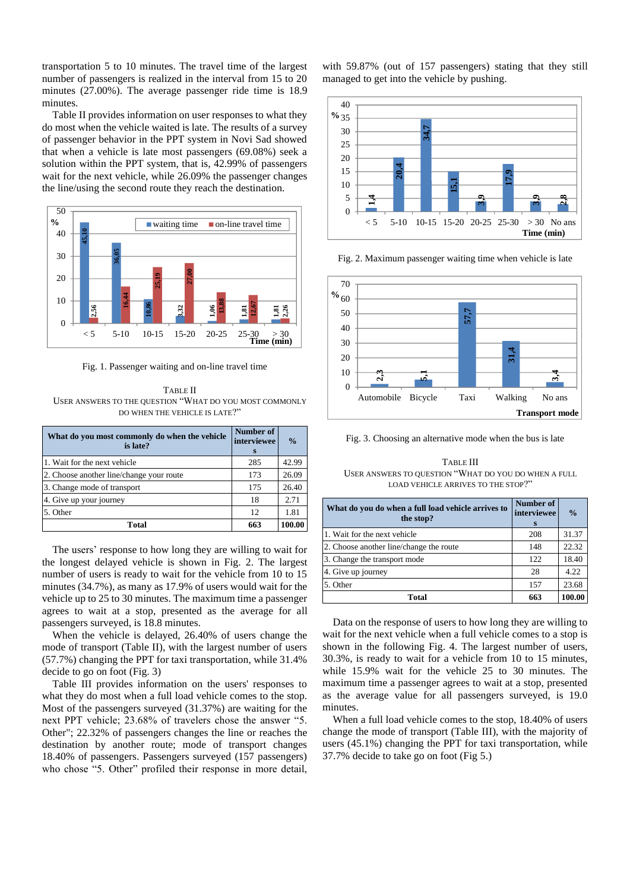transportation 5 to 10 minutes. The travel time of the largest number of passengers is realized in the interval from 15 to 20 minutes (27.00%). The average passenger ride time is 18.9 minutes.

Table II provides information on user responses to what they do most when the vehicle waited is late. The results of a survey of passenger behavior in the PPT system in Novi Sad showed that when a vehicle is late most passengers (69.08%) seek a solution within the PPT system, that is, 42.99% of passengers wait for the next vehicle, while 26.09% the passenger changes the line/using the second route they reach the destination.

Fig. 1. Passenger waiting and on-line travel time

TABLE II
USER ANSWERS TO THE QUESTION "WHAT DO YOU MOST COMMONLY DO WHEN THE VEHICLE IS LATE?"

| What do you most commonly do when the vehicle is late? | Number of interviewees | % |
|---|---|---|
| 1. Wait for the next vehicle | 285 | 42.99 |
| 2. Choose another line/change your route | 173 | 26.09 |
| 3. Change mode of transport | 175 | 26.40 |
| 4. Give up your journey | 18 | 2.71 |
| 5. Other | 12 | 1.81 |
| **Total** | **663** | **100.00** |

The users' response to how long they are willing to wait for the longest delayed vehicle is shown in Fig. 2. The largest number of users is ready to wait for the vehicle from 10 to 15 minutes (34.7%), as many as 17.9% of users would wait the vehicle up to 25 to 30 minutes. The maximum time a passenger agrees to wait at a stop, presented as the average for all passengers surveyed, is 18.8 minutes.

When the vehicle is delayed, 26.40% of users change the mode of transport (Table II), with the largest number of users (57.7%) changing the PPT for taxi transportation, while 31.4% decide to go on foot (Fig. 3)

Table III provides information on the users' responses to what they do most when a full load vehicle comes to the stop. Most of the passengers surveyed (31.37%) are waiting for the next PPT vehicle; 23.68% of travelers chose the answer "5. Other"; 22.32% of passengers changes the line or reaches the destination by another route; mode of transport changes 18.40% of passengers. Passengers surveyed (157 passengers) who chose "5. Other" profiled their response in more detail, with 59.87% (out of 157 passengers) stating that they still managed to get into the vehicle by pushing.

Fig. 2. Maximum passenger waiting time when vehicle is late

Fig. 3. Choosing an alternative mode when the bus is late

TABLE III
USER ANSWERS TO QUESTION "WHAT DO YOU DO WHEN A FULL LOAD VEHICLE ARRIVES TO THE STOP?"

| What do you do when a full load vehicle arrives to the stop? | Number of interviewees | % |
|---|---|---|
| 1. Wait for the next vehicle | 208 | 31.37 |
| 2. Choose another line/change the route | 148 | 22.32 |
| 3. Change the transport mode | 122 | 18.40 |
| 4. Give up journey | 28 | 4.22 |
| 5. Other | 157 | 23.68 |
| **Total** | **663** | **100.00** |

Data on the response of users to how long they are willing to wait for the next vehicle when a full vehicle comes to a stop is shown in the following Fig. 4. The largest number of users, 30.3%, is ready to wait for a vehicle from 10 to 15 minutes, while 15.9% wait for the vehicle 25 to 30 minutes. The maximum time a passenger agrees to wait at a stop, presented as the average value for all passengers surveyed, is 19.0 minutes.

When a full load vehicle comes to the stop, 18.40% of users change the mode of transport (Table III), with the majority of users (45.1%) changing the PPT for taxi transportation, while 37.7% decide to take go on foot (Fig 5.)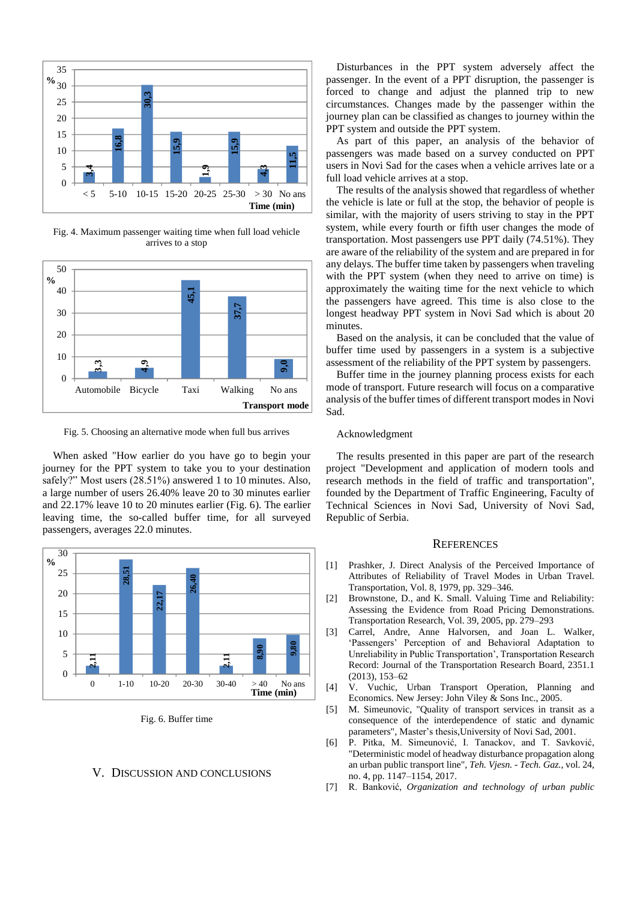Fig. 4. Maximum passenger waiting time when full load vehicle arrives to a stop

Fig. 5. Choosing an alternative mode when full bus arrives

When asked "How earlier do you have go to begin your journey for the PPT system to take you to your destination safely?" Most users (28.51%) answered 1 to 10 minutes. Also, a large number of users 26.40% leave 20 to 30 minutes earlier and 22.17% leave 10 to 20 minutes earlier (Fig. 6). The earlier leaving time, the so-called buffer time, for all surveyed passengers, averages 22.0 minutes.

Fig. 6. Buffer time

## V. Discussion and Conclusions

Disturbances in the PPT system adversely affect the passenger. In the event of a PPT disruption, the passenger is forced to change and adjust the planned trip to new circumstances. Changes made by the passenger within the journey plan can be classified as changes to journey within the PPT system and outside the PPT system.

As part of this paper, an analysis of the behavior of passengers was made based on a survey conducted on PPT users in Novi Sad for the cases when a vehicle arrives late or a full load vehicle arrives at a stop.

The results of the analysis showed that regardless of whether the vehicle is late or full at the stop, the behavior of people is similar, with the majority of users striving to stay in the PPT system, while every fourth or fifth user changes the mode of transportation. Most passengers use PPT daily (74.51%). They are aware of the reliability of the system and are prepared in for any delays. The buffer time taken by passengers when traveling with the PPT system (when they need to arrive on time) is approximately the waiting time for the next vehicle to which the passengers have agreed. This time is also close to the longest headway PPT system in Novi Sad which is about 20 minutes.

Based on the analysis, it can be concluded that the value of buffer time used by passengers in a system is a subjective assessment of the reliability of the PPT system by passengers.

Buffer time in the journey planning process exists for each mode of transport. Future research will focus on a comparative analysis of the buffer times of different transport modes in Novi Sad.

Acknowledgment

The results presented in this paper are part of the research project "Development and application of modern tools and research methods in the field of traffic and transportation", founded by the Department of Traffic Engineering, Faculty of Technical Sciences in Novi Sad, University of Novi Sad, Republic of Serbia.

## References

[1] Prashker, J. Direct Analysis of the Perceived Importance of Attributes of Reliability of Travel Modes in Urban Travel. Transportation, Vol. 8, 1979, pp. 329–346.

[2] Brownstone, D., and K. Small. Valuing Time and Reliability: Assessing the Evidence from Road Pricing Demonstrations. Transportation Research, Vol. 39, 2005, pp. 279–293

[3] Carrel, Andre, Anne Halvorsen, and Joan L. Walker, 'Passengers' Perception of and Behavioral Adaptation to Unreliability in Public Transportation', Transportation Research Record: Journal of the Transportation Research Board, 2351.1 (2013), 153–62

[4] V. Vuchic, Urban Transport Operation, Planning and Economics. New Jersey: John Viley & Sons Inc., 2005.

[5] M. Simeunovic, "Quality of transport services in transit as a consequence of the interdependence of static and dynamic parameters", Master's thesis,University of Novi Sad, 2001.

[6] P. Pitka, M. Simeunović, I. Tanackov, and T. Savković, "Deterministic model of headway disturbance propagation along an urban public transport line", *Teh. Vjesn. - Tech. Gaz.*, vol. 24, no. 4, pp. 1147–1154, 2017.

[7] R. Banković, *Organization and technology of urban public*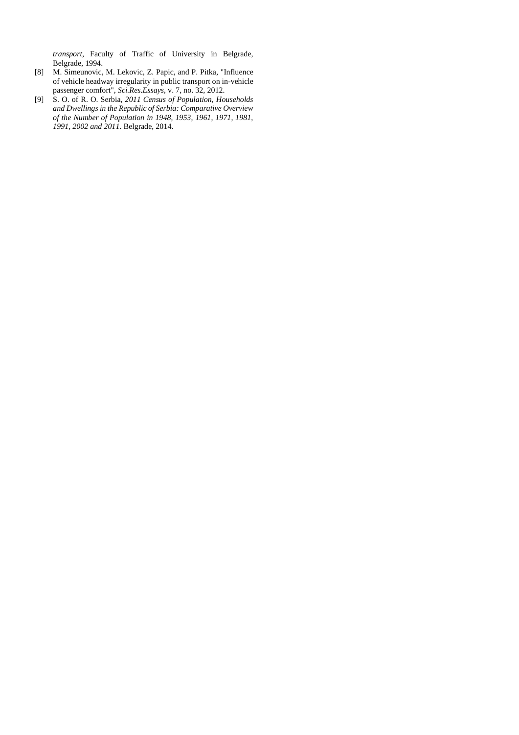*transport*, Faculty of Traffic of University in Belgrade, Belgrade, 1994.

[8] M. Simeunovic, M. Lekovic, Z. Papic, and P. Pitka, "Influence of vehicle headway irregularity in public transport on in-vehicle passenger comfort", *Sci.Res.Essays*, v. 7, no. 32, 2012.

[9] S. O. of R. O. Serbia, *2011 Census of Population, Households and Dwellings in the Republic of Serbia: Comparative Overview of the Number of Population in 1948, 1953, 1961, 1971, 1981, 1991, 2002 and 2011*. Belgrade, 2014.